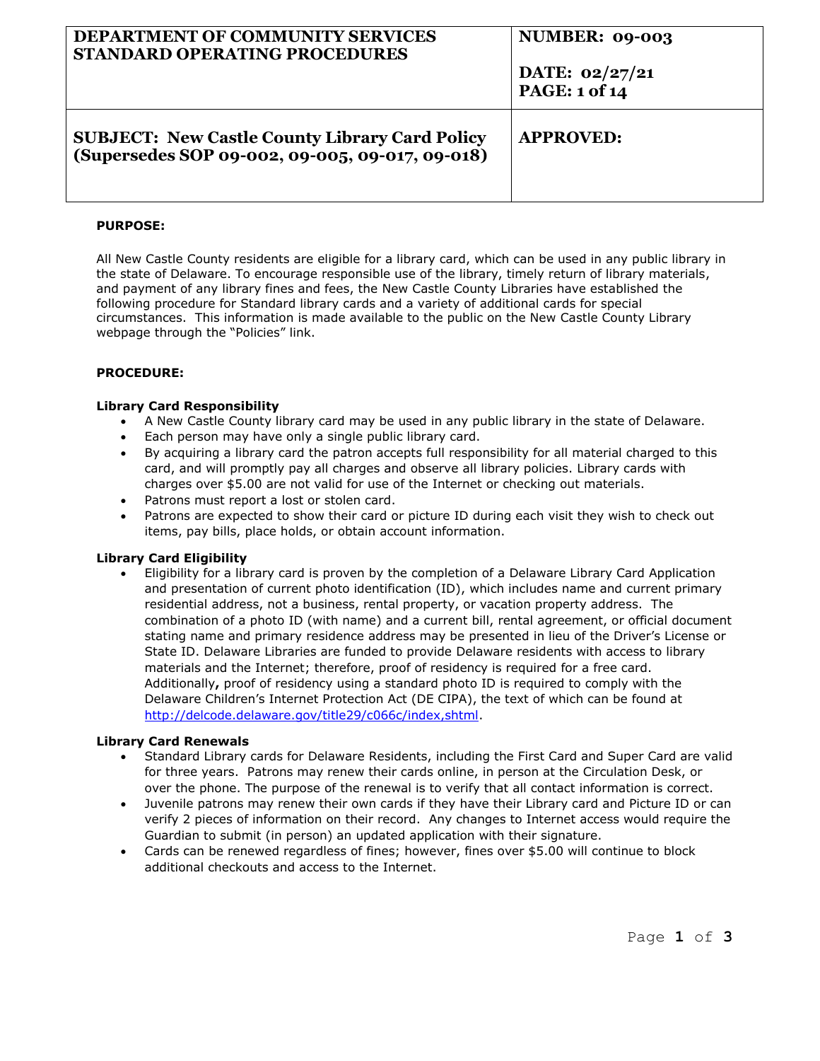| DEPARTMENT OF COMMUNITY SERVICES STANDARD OPERATING PROCEDURES | NUMBER: 09-003<br><br>DATE: 02/27/21<br>PAGE: 1 of 14 |
|---|---|
| SUBJECT: New Castle County Library Card Policy (Supersedes SOP 09-002, 09-005, 09-017, 09-018) | APPROVED: |

**PURPOSE:**

All New Castle County residents are eligible for a library card, which can be used in any public library in the state of Delaware. To encourage responsible use of the library, timely return of library materials, and payment of any library fines and fees, the New Castle County Libraries have established the following procedure for Standard library cards and a variety of additional cards for special circumstances. This information is made available to the public on the New Castle County Library webpage through the "Policies" link.

**PROCEDURE:**

**Library Card Responsibility**

- A New Castle County library card may be used in any public library in the state of Delaware.
- Each person may have only a single public library card.
- By acquiring a library card the patron accepts full responsibility for all material charged to this card, and will promptly pay all charges and observe all library policies. Library cards with charges over $5.00 are not valid for use of the Internet or checking out materials.
- Patrons must report a lost or stolen card.
- Patrons are expected to show their card or picture ID during each visit they wish to check out items, pay bills, place holds, or obtain account information.

**Library Card Eligibility**

- Eligibility for a library card is proven by the completion of a Delaware Library Card Application and presentation of current photo identification (ID), which includes name and current primary residential address, not a business, rental property, or vacation property address. The combination of a photo ID (with name) and a current bill, rental agreement, or official document stating name and primary residence address may be presented in lieu of the Driver's License or State ID. Delaware Libraries are funded to provide Delaware residents with access to library materials and the Internet; therefore, proof of residency is required for a free card. Additionally**,** proof of residency using a standard photo ID is required to comply with the Delaware Children's Internet Protection Act (DE CIPA), the text of which can be found at http://delcode.delaware.gov/title29/c066c/index,shtml.

**Library Card Renewals**

- Standard Library cards for Delaware Residents, including the First Card and Super Card are valid for three years. Patrons may renew their cards online, in person at the Circulation Desk, or over the phone. The purpose of the renewal is to verify that all contact information is correct.
- Juvenile patrons may renew their own cards if they have their Library card and Picture ID or can verify 2 pieces of information on their record. Any changes to Internet access would require the Guardian to submit (in person) an updated application with their signature.
- Cards can be renewed regardless of fines; however, fines over $5.00 will continue to block additional checkouts and access to the Internet.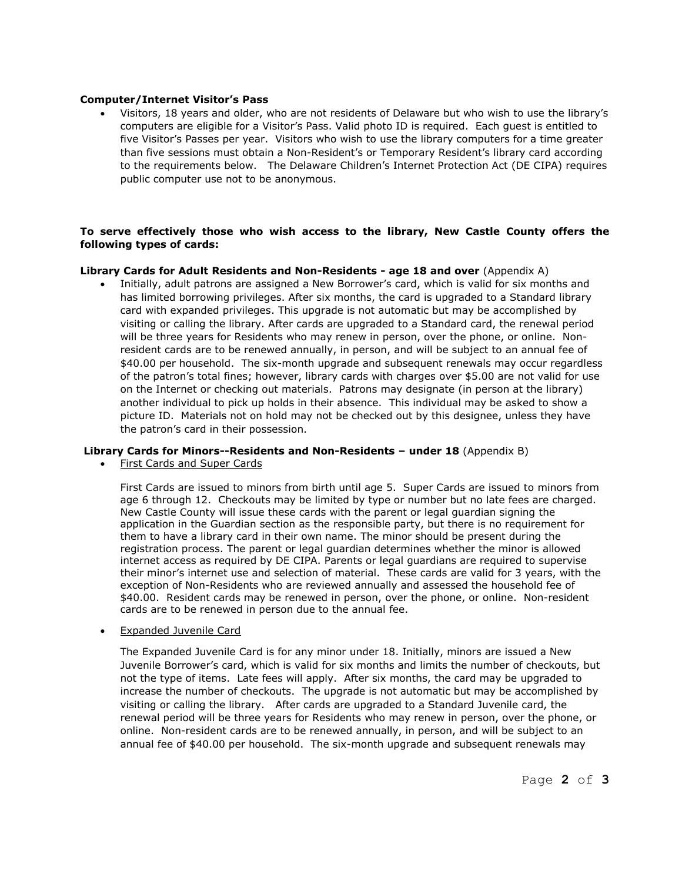**Computer/Internet Visitor's Pass**

- Visitors, 18 years and older, who are not residents of Delaware but who wish to use the library's computers are eligible for a Visitor's Pass. Valid photo ID is required. Each guest is entitled to five Visitor's Passes per year. Visitors who wish to use the library computers for a time greater than five sessions must obtain a Non-Resident's or Temporary Resident's library card according to the requirements below. The Delaware Children's Internet Protection Act (DE CIPA) requires public computer use not to be anonymous.

**To serve effectively those who wish access to the library, New Castle County offers the following types of cards:**

**Library Cards for Adult Residents and Non-Residents - age 18 and over** (Appendix A)

- Initially, adult patrons are assigned a New Borrower's card, which is valid for six months and has limited borrowing privileges. After six months, the card is upgraded to a Standard library card with expanded privileges. This upgrade is not automatic but may be accomplished by visiting or calling the library. After cards are upgraded to a Standard card, the renewal period will be three years for Residents who may renew in person, over the phone, or online. Non-resident cards are to be renewed annually, in person, and will be subject to an annual fee of $40.00 per household. The six-month upgrade and subsequent renewals may occur regardless of the patron's total fines; however, library cards with charges over $5.00 are not valid for use on the Internet or checking out materials. Patrons may designate (in person at the library) another individual to pick up holds in their absence. This individual may be asked to show a picture ID. Materials not on hold may not be checked out by this designee, unless they have the patron's card in their possession.

**Library Cards for Minors--Residents and Non-Residents – under 18** (Appendix B)

- First Cards and Super Cards

  First Cards are issued to minors from birth until age 5. Super Cards are issued to minors from age 6 through 12. Checkouts may be limited by type or number but no late fees are charged. New Castle County will issue these cards with the parent or legal guardian signing the application in the Guardian section as the responsible party, but there is no requirement for them to have a library card in their own name. The minor should be present during the registration process. The parent or legal guardian determines whether the minor is allowed internet access as required by DE CIPA. Parents or legal guardians are required to supervise their minor's internet use and selection of material. These cards are valid for 3 years, with the exception of Non-Residents who are reviewed annually and assessed the household fee of $40.00. Resident cards may be renewed in person, over the phone, or online. Non-resident cards are to be renewed in person due to the annual fee.

- Expanded Juvenile Card

  The Expanded Juvenile Card is for any minor under 18. Initially, minors are issued a New Juvenile Borrower's card, which is valid for six months and limits the number of checkouts, but not the type of items. Late fees will apply. After six months, the card may be upgraded to increase the number of checkouts. The upgrade is not automatic but may be accomplished by visiting or calling the library. After cards are upgraded to a Standard Juvenile card, the renewal period will be three years for Residents who may renew in person, over the phone, or online. Non-resident cards are to be renewed annually, in person, and will be subject to an annual fee of $40.00 per household. The six-month upgrade and subsequent renewals may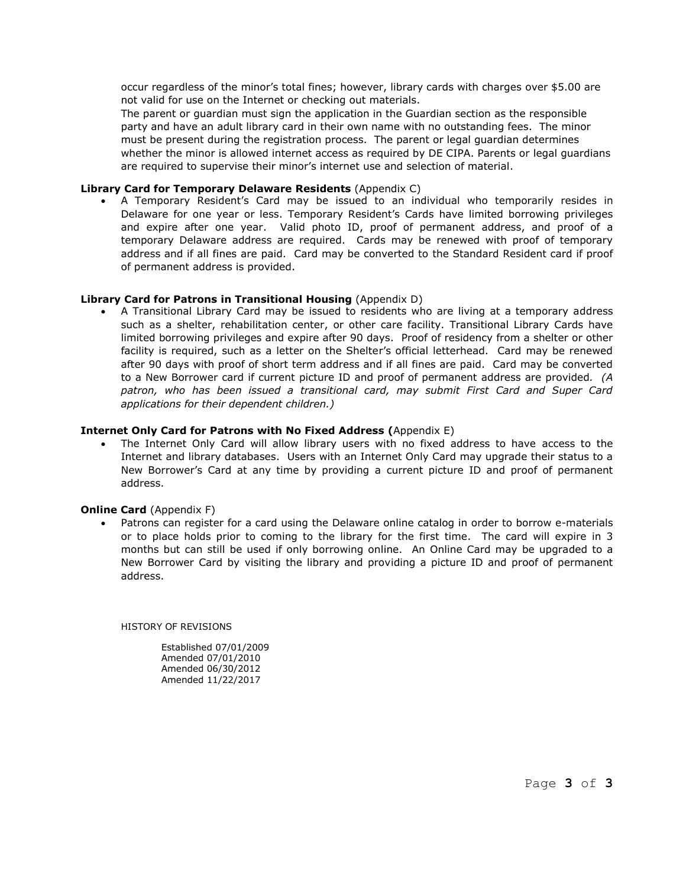occur regardless of the minor's total fines; however, library cards with charges over $5.00 are not valid for use on the Internet or checking out materials.

The parent or guardian must sign the application in the Guardian section as the responsible party and have an adult library card in their own name with no outstanding fees. The minor must be present during the registration process. The parent or legal guardian determines whether the minor is allowed internet access as required by DE CIPA. Parents or legal guardians are required to supervise their minor's internet use and selection of material.

**Library Card for Temporary Delaware Residents** (Appendix C)

- A Temporary Resident's Card may be issued to an individual who temporarily resides in Delaware for one year or less. Temporary Resident's Cards have limited borrowing privileges and expire after one year. Valid photo ID, proof of permanent address, and proof of a temporary Delaware address are required. Cards may be renewed with proof of temporary address and if all fines are paid. Card may be converted to the Standard Resident card if proof of permanent address is provided.

**Library Card for Patrons in Transitional Housing** (Appendix D)

- A Transitional Library Card may be issued to residents who are living at a temporary address such as a shelter, rehabilitation center, or other care facility. Transitional Library Cards have limited borrowing privileges and expire after 90 days. Proof of residency from a shelter or other facility is required, such as a letter on the Shelter's official letterhead. Card may be renewed after 90 days with proof of short term address and if all fines are paid. Card may be converted to a New Borrower card if current picture ID and proof of permanent address are provided. *(A patron, who has been issued a transitional card, may submit First Card and Super Card applications for their dependent children.)*

**Internet Only Card for Patrons with No Fixed Address (**Appendix E)

- The Internet Only Card will allow library users with no fixed address to have access to the Internet and library databases. Users with an Internet Only Card may upgrade their status to a New Borrower's Card at any time by providing a current picture ID and proof of permanent address.

**Online Card** (Appendix F)

- Patrons can register for a card using the Delaware online catalog in order to borrow e-materials or to place holds prior to coming to the library for the first time. The card will expire in 3 months but can still be used if only borrowing online. An Online Card may be upgraded to a New Borrower Card by visiting the library and providing a picture ID and proof of permanent address.

HISTORY OF REVISIONS

Established 07/01/2009
Amended 07/01/2010
Amended 06/30/2012
Amended 11/22/2017